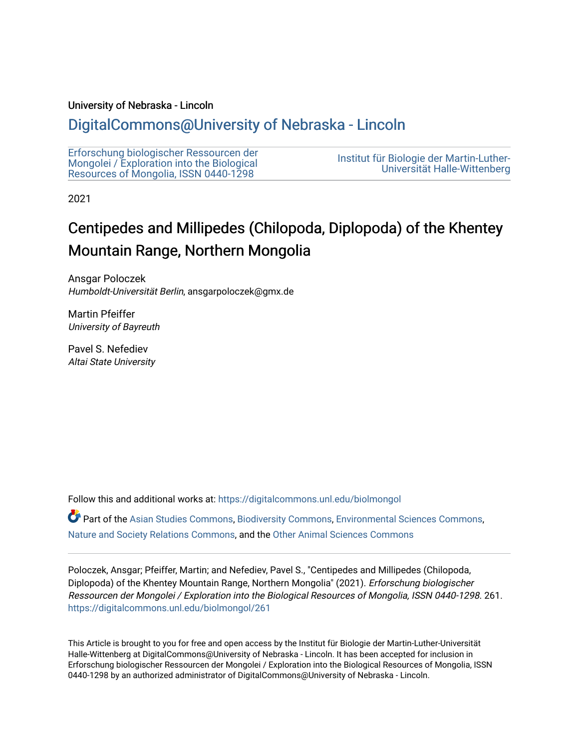University of Nebraska - Lincoln

DigitalCommons@University of Nebraska - Lincoln

Erforschung biologischer Ressourcen der Mongolei / Exploration into the Biological Resources of Mongolia, ISSN 0440-1298

Institut für Biologie der Martin-Luther-Universität Halle-Wittenberg

2021

# Centipedes and Millipedes (Chilopoda, Diplopoda) of the Khentey Mountain Range, Northern Mongolia

Ansgar Poloczek
*Humboldt-Universität Berlin*, ansgarpoloczek@gmx.de

Martin Pfeiffer
*University of Bayreuth*

Pavel S. Nefediev
*Altai State University*

Follow this and additional works at: https://digitalcommons.unl.edu/biolmongol

Part of the Asian Studies Commons, Biodiversity Commons, Environmental Sciences Commons, Nature and Society Relations Commons, and the Other Animal Sciences Commons

Poloczek, Ansgar; Pfeiffer, Martin; and Nefediev, Pavel S., "Centipedes and Millipedes (Chilopoda, Diplopoda) of the Khentey Mountain Range, Northern Mongolia" (2021). *Erforschung biologischer Ressourcen der Mongolei / Exploration into the Biological Resources of Mongolia, ISSN 0440-1298*. 261.
https://digitalcommons.unl.edu/biolmongol/261

This Article is brought to you for free and open access by the Institut für Biologie der Martin-Luther-Universität Halle-Wittenberg at DigitalCommons@University of Nebraska - Lincoln. It has been accepted for inclusion in Erforschung biologischer Ressourcen der Mongolei / Exploration into the Biological Resources of Mongolia, ISSN 0440-1298 by an authorized administrator of DigitalCommons@University of Nebraska - Lincoln.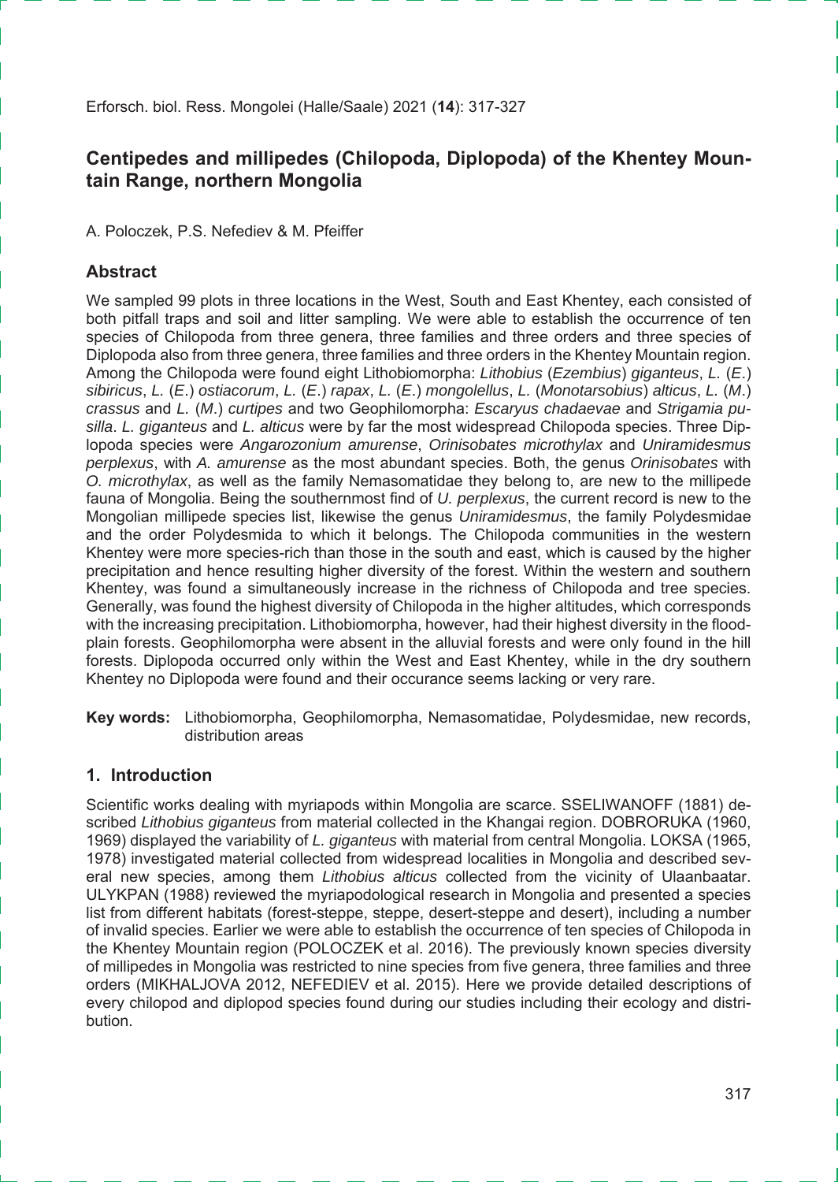# Centipedes and millipedes (Chilopoda, Diplopoda) of the Khentey Mountain Range, northern Mongolia

A. Poloczek, P.S. Nefediev & M. Pfeiffer

## Abstract

We sampled 99 plots in three locations in the West, South and East Khentey, each consisted of both pitfall traps and soil and litter sampling. We were able to establish the occurrence of ten species of Chilopoda from three genera, three families and three orders and three species of Diplopoda also from three genera, three families and three orders in the Khentey Mountain region. Among the Chilopoda were found eight Lithobiomorpha: *Lithobius* (*Ezembius*) *giganteus*, *L.* (*E.*) *sibiricus*, *L.* (*E.*) *ostiacorum*, *L.* (*E.*) *rapax*, *L.* (*E.*) *mongolellus*, *L.* (*Monotarsobius*) *alticus*, *L.* (*M.*) *crassus* and *L.* (*M.*) *curtipes* and two Geophilomorpha: *Escaryus chadaevae* and *Strigamia pusilla*. *L. giganteus* and *L. alticus* were by far the most widespread Chilopoda species. Three Diplopoda species were *Angarozonium amurense*, *Orinisobates microthylax* and *Uniramidesmus perplexus*, with *A. amurense* as the most abundant species. Both, the genus *Orinisobates* with *O. microthylax*, as well as the family Nemasomatidae they belong to, are new to the millipede fauna of Mongolia. Being the southernmost find of *U. perplexus*, the current record is new to the Mongolian millipede species list, likewise the genus *Uniramidesmus*, the family Polydesmidae and the order Polydesmida to which it belongs. The Chilopoda communities in the western Khentey were more species-rich than those in the south and east, which is caused by the higher precipitation and hence resulting higher diversity of the forest. Within the western and southern Khentey, was found a simultaneously increase in the richness of Chilopoda and tree species. Generally, was found the highest diversity of Chilopoda in the higher altitudes, which corresponds with the increasing precipitation. Lithobiomorpha, however, had their highest diversity in the floodplain forests. Geophilomorpha were absent in the alluvial forests and were only found in the hill forests. Diplopoda occurred only within the West and East Khentey, while in the dry southern Khentey no Diplopoda were found and their occurance seems lacking or very rare.

**Key words:** Lithobiomorpha, Geophilomorpha, Nemasomatidae, Polydesmidae, new records, distribution areas

## 1. Introduction

Scientific works dealing with myriapods within Mongolia are scarce. SSELIWANOFF (1881) described *Lithobius giganteus* from material collected in the Khangai region. DOBRORUKA (1960, 1969) displayed the variability of *L. giganteus* with material from central Mongolia. LOKSA (1965, 1978) investigated material collected from widespread localities in Mongolia and described several new species, among them *Lithobius alticus* collected from the vicinity of Ulaanbaatar. ULYKPAN (1988) reviewed the myriapodological research in Mongolia and presented a species list from different habitats (forest-steppe, steppe, desert-steppe and desert), including a number of invalid species. Earlier we were able to establish the occurrence of ten species of Chilopoda in the Khentey Mountain region (POLOCZEK et al. 2016). The previously known species diversity of millipedes in Mongolia was restricted to nine species from five genera, three families and three orders (MIKHALJOVA 2012, NEFEDIEV et al. 2015). Here we provide detailed descriptions of every chilopod and diplopod species found during our studies including their ecology and distribution.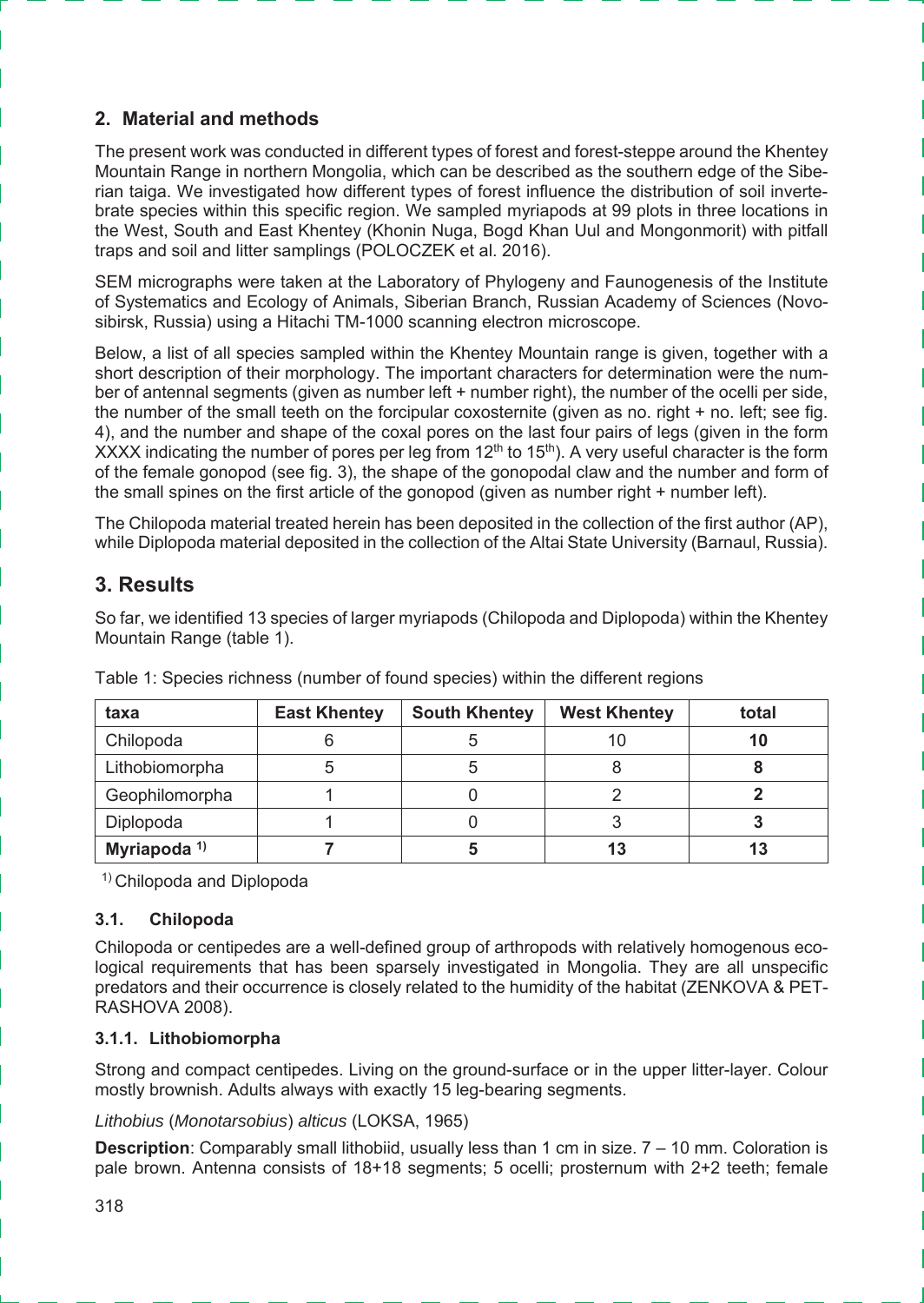## 2. Material and methods

The present work was conducted in different types of forest and forest-steppe around the Khentey Mountain Range in northern Mongolia, which can be described as the southern edge of the Siberian taiga. We investigated how different types of forest influence the distribution of soil invertebrate species within this specific region. We sampled myriapods at 99 plots in three locations in the West, South and East Khentey (Khonin Nuga, Bogd Khan Uul and Mongonmorit) with pitfall traps and soil and litter samplings (POLOCZEK et al. 2016).

SEM micrographs were taken at the Laboratory of Phylogeny and Faunogenesis of the Institute of Systematics and Ecology of Animals, Siberian Branch, Russian Academy of Sciences (Novosibirsk, Russia) using a Hitachi TM-1000 scanning electron microscope.

Below, a list of all species sampled within the Khentey Mountain range is given, together with a short description of their morphology. The important characters for determination were the number of antennal segments (given as number left + number right), the number of the ocelli per side, the number of the small teeth on the forcipular coxosternite (given as no. right + no. left; see fig. 4), and the number and shape of the coxal pores on the last four pairs of legs (given in the form XXXX indicating the number of pores per leg from 12th to 15th). A very useful character is the form of the female gonopod (see fig. 3), the shape of the gonopodal claw and the number and form of the small spines on the first article of the gonopod (given as number right + number left).

The Chilopoda material treated herein has been deposited in the collection of the first author (AP), while Diplopoda material deposited in the collection of the Altai State University (Barnaul, Russia).

## 3. Results

So far, we identified 13 species of larger myriapods (Chilopoda and Diplopoda) within the Khentey Mountain Range (table 1).

Table 1: Species richness (number of found species) within the different regions

| taxa | East Khentey | South Khentey | West Khentey | total |
|---|---|---|---|---|
| Chilopoda | 6 | 5 | 10 | **10** |
| Lithobiomorpha | 5 | 5 | 8 | **8** |
| Geophilomorpha | 1 | 0 | 2 | **2** |
| Diplopoda | 1 | 0 | 3 | **3** |
| **Myriapoda [1)]** | **7** | **5** | **13** | **13** |

[1)] Chilopoda and Diplopoda

### 3.1. Chilopoda

Chilopoda or centipedes are a well-defined group of arthropods with relatively homogenous ecological requirements that has been sparsely investigated in Mongolia. They are all unspecific predators and their occurrence is closely related to the humidity of the habitat (ZENKOVA & PETRASHOVA 2008).

#### 3.1.1. Lithobiomorpha

Strong and compact centipedes. Living on the ground-surface or in the upper litter-layer. Colour mostly brownish. Adults always with exactly 15 leg-bearing segments.

*Lithobius* (*Monotarsobius*) *alticus* (LOKSA, 1965)

**Description**: Comparably small lithobiid, usually less than 1 cm in size. 7 – 10 mm. Coloration is pale brown. Antenna consists of 18+18 segments; 5 ocelli; prosternum with 2+2 teeth; female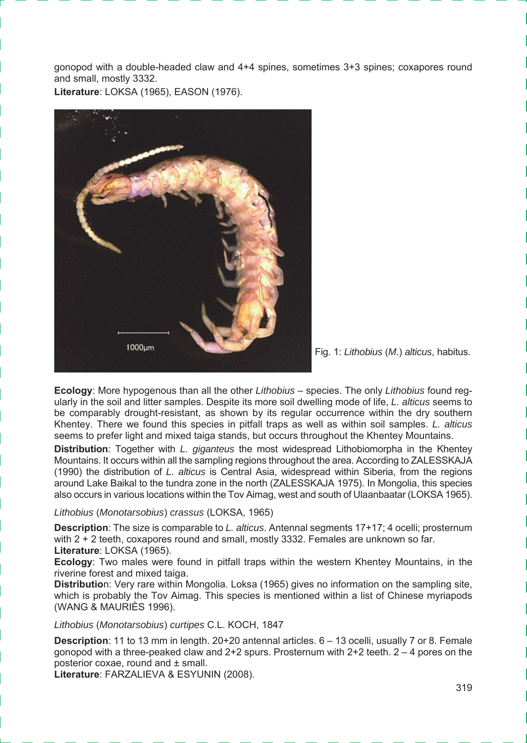gonopod with a double-headed claw and 4+4 spines, sometimes 3+3 spines; coxapores round and small, mostly 3332.

**Literature**: LOKSA (1965), EASON (1976).

Fig. 1: *Lithobius* (*M.*) *alticus*, habitus.

**Ecology**: More hypogenous than all the other *Lithobius* – species. The only *Lithobius* found regularly in the soil and litter samples. Despite its more soil dwelling mode of life, *L. alticus* seems to be comparably drought-resistant, as shown by its regular occurrence within the dry southern Khentey. There we found this species in pitfall traps as well as within soil samples. *L. alticus* seems to prefer light and mixed taiga stands, but occurs throughout the Khentey Mountains.

**Distribution**: Together with *L. giganteus* the most widespread Lithobiomorpha in the Khentey Mountains. It occurs within all the sampling regions throughout the area. According to ZALESSKAJA (1990) the distribution of *L. alticus* is Central Asia, widespread within Siberia, from the regions around Lake Baikal to the tundra zone in the north (ZALESSKAJA 1975). In Mongolia, this species also occurs in various locations within the Tov Aimag, west and south of Ulaanbaatar (LOKSA 1965).

*Lithobius* (*Monotarsobius*) *crassus* (LOKSA, 1965)

**Description**: The size is comparable to *L. alticus*. Antennal segments 17+17; 4 ocelli; prosternum with 2 + 2 teeth, coxapores round and small, mostly 3332. Females are unknown so far.

**Literature**: LOKSA (1965).

**Ecology**: Two males were found in pitfall traps within the western Khentey Mountains, in the riverine forest and mixed taiga.

**Distribution**: Very rare within Mongolia. Loksa (1965) gives no information on the sampling site, which is probably the Tov Aimag. This species is mentioned within a list of Chinese myriapods (WANG & MAURIÈS 1996).

*Lithobius* (*Monotarsobius*) *curtipes* C.L. KOCH, 1847

**Description**: 11 to 13 mm in length. 20+20 antennal articles. 6 – 13 ocelli, usually 7 or 8. Female gonopod with a three-peaked claw and 2+2 spurs. Prosternum with 2+2 teeth. 2 – 4 pores on the posterior coxae, round and ± small.

**Literature**: FARZALIEVA & ESYUNIN (2008).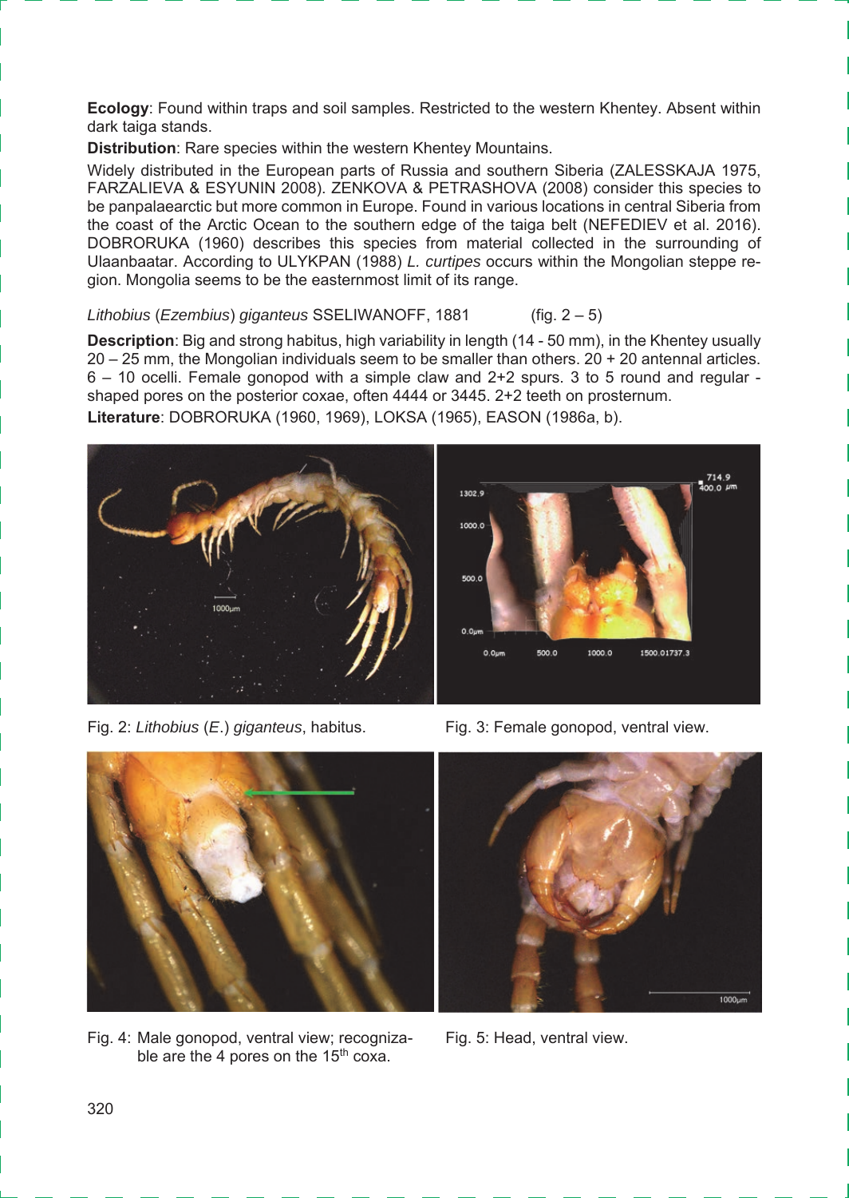**Ecology**: Found within traps and soil samples. Restricted to the western Khentey. Absent within dark taiga stands.

**Distribution**: Rare species within the western Khentey Mountains.

Widely distributed in the European parts of Russia and southern Siberia (ZALESSKAJA 1975, FARZALIEVA & ESYUNIN 2008). ZENKOVA & PETRASHOVA (2008) consider this species to be panpalaearctic but more common in Europe. Found in various locations in central Siberia from the coast of the Arctic Ocean to the southern edge of the taiga belt (NEFEDIEV et al. 2016). DOBRORUKA (1960) describes this species from material collected in the surrounding of Ulaanbaatar. According to ULYKPAN (1988) *L. curtipes* occurs within the Mongolian steppe region. Mongolia seems to be the easternmost limit of its range.

*Lithobius* (*Ezembius*) *giganteus* SSELIWANOFF, 1881 (fig. 2 – 5)

**Description**: Big and strong habitus, high variability in length (14 - 50 mm), in the Khentey usually 20 – 25 mm, the Mongolian individuals seem to be smaller than others. 20 + 20 antennal articles. 6 – 10 ocelli. Female gonopod with a simple claw and 2+2 spurs. 3 to 5 round and regular - shaped pores on the posterior coxae, often 4444 or 3445. 2+2 teeth on prosternum.

**Literature**: DOBRORUKA (1960, 1969), LOKSA (1965), EASON (1986a, b).

Fig. 2: *Lithobius* (*E.*) *giganteus*, habitus.

Fig. 3: Female gonopod, ventral view.

Fig. 4: Male gonopod, ventral view; recognizable are the 4 pores on the 15th coxa.

Fig. 5: Head, ventral view.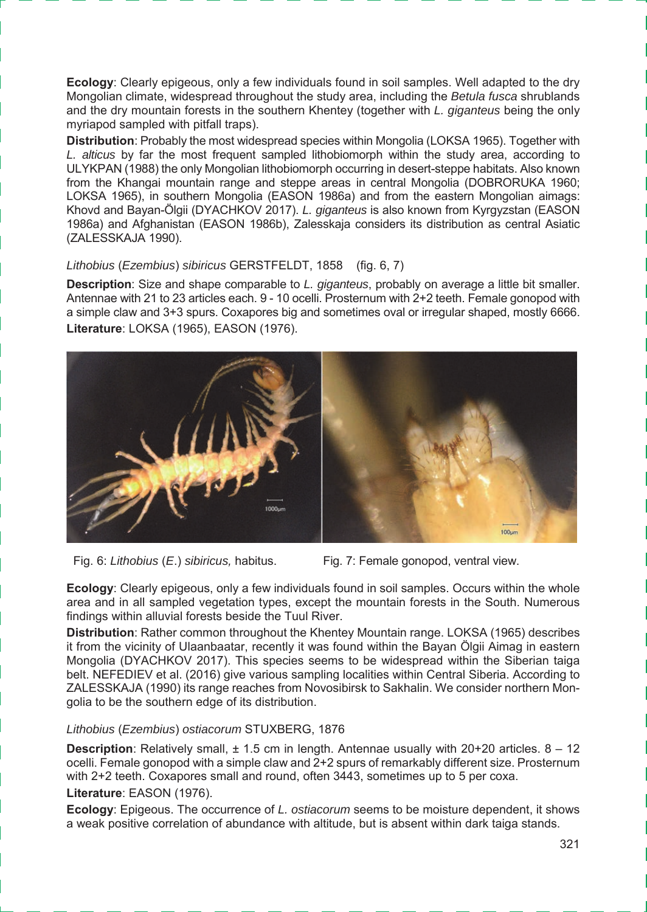**Ecology**: Clearly epigeous, only a few individuals found in soil samples. Well adapted to the dry Mongolian climate, widespread throughout the study area, including the *Betula fusca* shrublands and the dry mountain forests in the southern Khentey (together with *L. giganteus* being the only myriapod sampled with pitfall traps).

**Distribution**: Probably the most widespread species within Mongolia (LOKSA 1965). Together with *L. alticus* by far the most frequent sampled lithobiomorph within the study area, according to ULYKPAN (1988) the only Mongolian lithobiomorph occurring in desert-steppe habitats. Also known from the Khangai mountain range and steppe areas in central Mongolia (DOBRORUKA 1960; LOKSA 1965), in southern Mongolia (EASON 1986a) and from the eastern Mongolian aimags: Khovd and Bayan-Ölgii (DYACHKOV 2017). *L. giganteus* is also known from Kyrgyzstan (EASON 1986a) and Afghanistan (EASON 1986b), Zalesskaja considers its distribution as central Asiatic (ZALESSKAJA 1990).

*Lithobius* (*Ezembius*) *sibiricus* GERSTFELDT, 1858 (fig. 6, 7)

**Description**: Size and shape comparable to *L. giganteus*, probably on average a little bit smaller. Antennae with 21 to 23 articles each. 9 - 10 ocelli. Prosternum with 2+2 teeth. Female gonopod with a simple claw and 3+3 spurs. Coxapores big and sometimes oval or irregular shaped, mostly 6666.

**Literature**: LOKSA (1965), EASON (1976).

Fig. 6: *Lithobius* (*E.*) *sibiricus,* habitus.

Fig. 7: Female gonopod, ventral view.

**Ecology**: Clearly epigeous, only a few individuals found in soil samples. Occurs within the whole area and in all sampled vegetation types, except the mountain forests in the South. Numerous findings within alluvial forests beside the Tuul River.

**Distribution**: Rather common throughout the Khentey Mountain range. LOKSA (1965) describes it from the vicinity of Ulaanbaatar, recently it was found within the Bayan Ölgii Aimag in eastern Mongolia (DYACHKOV 2017). This species seems to be widespread within the Siberian taiga belt. NEFEDIEV et al. (2016) give various sampling localities within Central Siberia. According to ZALESSKAJA (1990) its range reaches from Novosibirsk to Sakhalin. We consider northern Mongolia to be the southern edge of its distribution.

*Lithobius* (*Ezembius*) *ostiacorum* STUXBERG, 1876

**Description**: Relatively small, ± 1.5 cm in length. Antennae usually with 20+20 articles. 8 – 12 ocelli. Female gonopod with a simple claw and 2+2 spurs of remarkably different size. Prosternum with 2+2 teeth. Coxapores small and round, often 3443, sometimes up to 5 per coxa.

**Literature**: EASON (1976).

**Ecology**: Epigeous. The occurrence of *L. ostiacorum* seems to be moisture dependent, it shows a weak positive correlation of abundance with altitude, but is absent within dark taiga stands.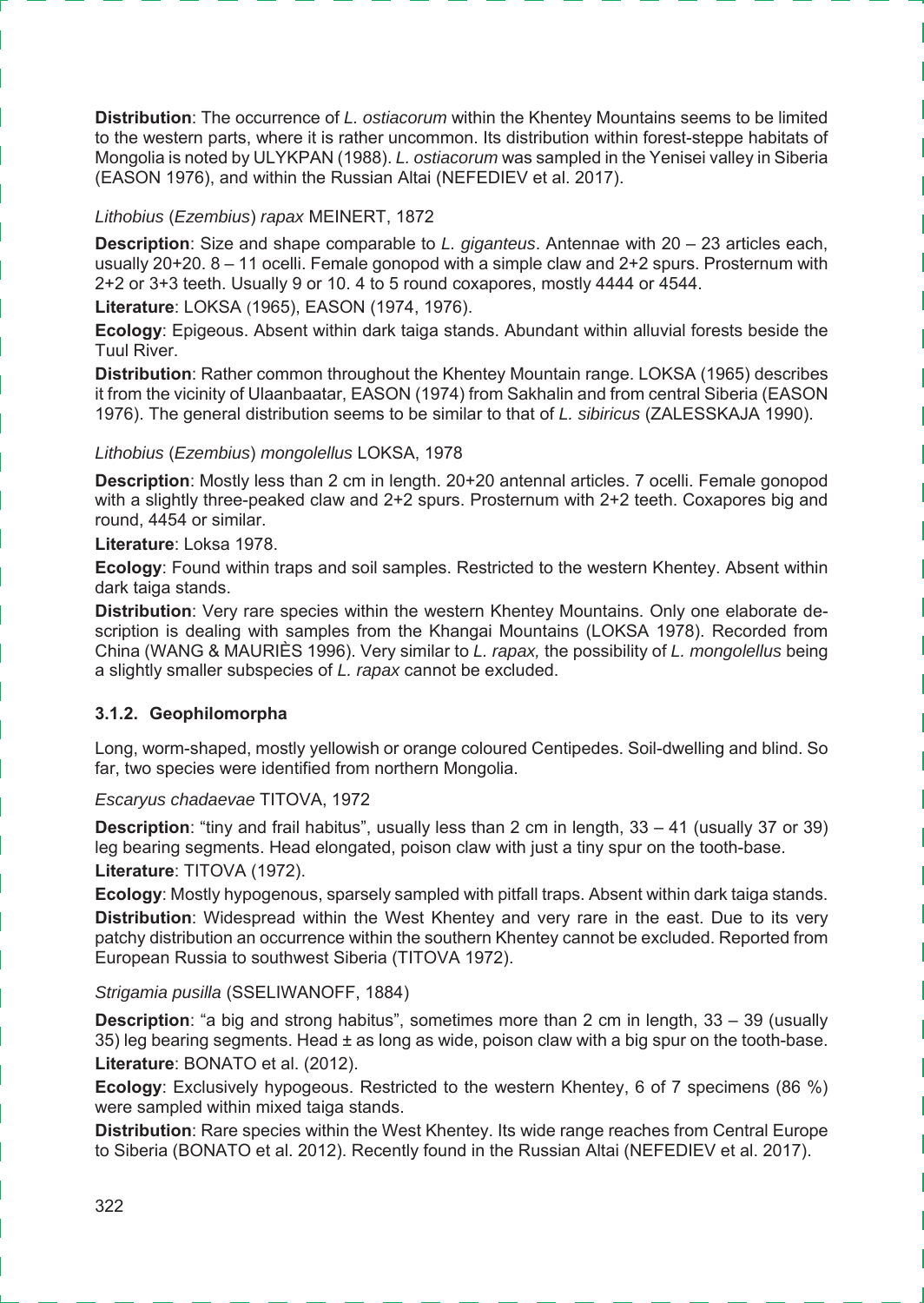**Distribution**: The occurrence of *L. ostiacorum* within the Khentey Mountains seems to be limited to the western parts, where it is rather uncommon. Its distribution within forest-steppe habitats of Mongolia is noted by ULYKPAN (1988). *L. ostiacorum* was sampled in the Yenisei valley in Siberia (EASON 1976), and within the Russian Altai (NEFEDIEV et al. 2017).

*Lithobius* (*Ezembius*) *rapax* MEINERT, 1872

**Description**: Size and shape comparable to *L. giganteus*. Antennae with 20 – 23 articles each, usually 20+20. 8 – 11 ocelli. Female gonopod with a simple claw and 2+2 spurs. Prosternum with 2+2 or 3+3 teeth. Usually 9 or 10. 4 to 5 round coxapores, mostly 4444 or 4544.

**Literature**: LOKSA (1965), EASON (1974, 1976).

**Ecology**: Epigeous. Absent within dark taiga stands. Abundant within alluvial forests beside the Tuul River.

**Distribution**: Rather common throughout the Khentey Mountain range. LOKSA (1965) describes it from the vicinity of Ulaanbaatar, EASON (1974) from Sakhalin and from central Siberia (EASON 1976). The general distribution seems to be similar to that of *L. sibiricus* (ZALESSKAJA 1990).

*Lithobius* (*Ezembius*) *mongolellus* LOKSA, 1978

**Description**: Mostly less than 2 cm in length. 20+20 antennal articles. 7 ocelli. Female gonopod with a slightly three-peaked claw and 2+2 spurs. Prosternum with 2+2 teeth. Coxapores big and round, 4454 or similar.

**Literature**: Loksa 1978.

**Ecology**: Found within traps and soil samples. Restricted to the western Khentey. Absent within dark taiga stands.

**Distribution**: Very rare species within the western Khentey Mountains. Only one elaborate description is dealing with samples from the Khangai Mountains (LOKSA 1978). Recorded from China (WANG & MAURIÈS 1996). Very similar to *L. rapax,* the possibility of *L. mongolellus* being a slightly smaller subspecies of *L. rapax* cannot be excluded.

### 3.1.2. Geophilomorpha

Long, worm-shaped, mostly yellowish or orange coloured Centipedes. Soil-dwelling and blind. So far, two species were identified from northern Mongolia.

*Escaryus chadaevae* TITOVA, 1972

**Description**: "tiny and frail habitus", usually less than 2 cm in length, 33 – 41 (usually 37 or 39) leg bearing segments. Head elongated, poison claw with just a tiny spur on the tooth-base.

**Literature**: TITOVA (1972).

**Ecology**: Mostly hypogenous, sparsely sampled with pitfall traps. Absent within dark taiga stands.

**Distribution**: Widespread within the West Khentey and very rare in the east. Due to its very patchy distribution an occurrence within the southern Khentey cannot be excluded. Reported from European Russia to southwest Siberia (TITOVA 1972).

*Strigamia pusilla* (SSELIWANOFF, 1884)

**Description**: "a big and strong habitus", sometimes more than 2 cm in length, 33 – 39 (usually 35) leg bearing segments. Head ± as long as wide, poison claw with a big spur on the tooth-base.

**Literature**: BONATO et al. (2012).

**Ecology**: Exclusively hypogeous. Restricted to the western Khentey, 6 of 7 specimens (86 %) were sampled within mixed taiga stands.

**Distribution**: Rare species within the West Khentey. Its wide range reaches from Central Europe to Siberia (BONATO et al. 2012). Recently found in the Russian Altai (NEFEDIEV et al. 2017).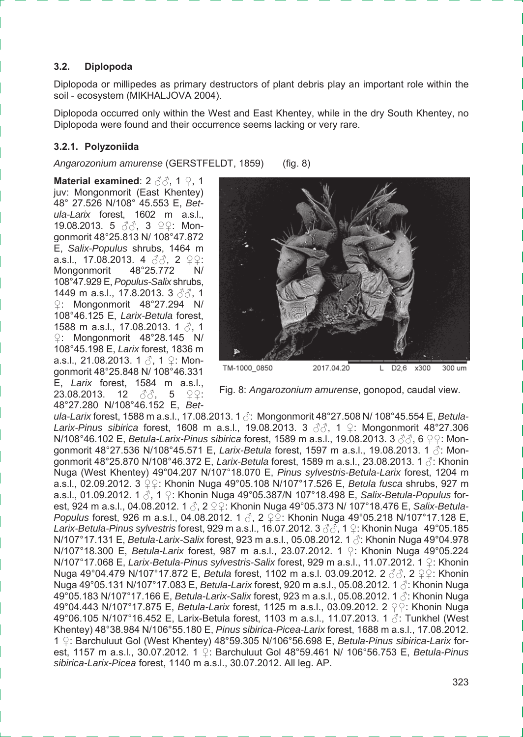### 3.2. Diplopoda

Diplopoda or millipedes as primary destructors of plant debris play an important role within the soil - ecosystem (MIKHALJOVA 2004).

Diplopoda occurred only within the West and East Khentey, while in the dry South Khentey, no Diplopoda were found and their occurrence seems lacking or very rare.

#### 3.2.1. Polyzoniida

*Angarozonium amurense* (GERSTFELDT, 1859) (fig. 8)

Fig. 8: *Angarozonium amurense*, gonopod, caudal view.

**Material examined**: 2 ♂♂, 1 ♀, 1 juv: Mongonmorit (East Khentey) 48° 27.526 N/108° 45.553 E, *Betula-Larix* forest, 1602 m a.s.l., 19.08.2013. 5 ♂♂, 3 ♀♀: Mongonmorit 48°25.813 N/ 108°47.872 E, *Salix-Populus* shrubs, 1464 m a.s.l., 17.08.2013. 4 ♂♂, 2 ♀♀: Mongonmorit 48°25.772 N/ 108°47.929 E, *Populus-Salix* shrubs, 1449 m a.s.l., 17.8.2013. 3 ♂♂, 1 ♀: Mongonmorit 48°27.294 N/ 108°46.125 E, *Larix-Betula* forest, 1588 m a.s.l., 17.08.2013. 1 ♂, 1 ♀: Mongonmorit 48°28.145 N/ 108°45.198 E, *Larix* forest, 1836 m a.s.l., 21.08.2013. 1 ♂, 1 ♀: Mongonmorit 48°25.848 N/ 108°46.331 E, *Larix* forest, 1584 m a.s.l., 23.08.2013. 12 ♂♂, 5 ♀♀: 48°27.280 N/108°46.152 E, *Betula-Larix* forest, 1588 m a.s.l., 17.08.2013. 1 ♂: Mongonmorit 48°27.508 N/ 108°45.554 E, *Betula-Larix-Pinus sibirica* forest, 1608 m a.s.l., 19.08.2013. 3 ♂♂, 1 ♀: Mongonmorit 48°27.306 N/108°46.102 E, *Betula-Larix-Pinus sibirica* forest, 1589 m a.s.l., 19.08.2013. 3 ♂♂, 6 ♀♀: Mongonmorit 48°27.536 N/108°45.571 E, *Larix-Betula* forest, 1597 m a.s.l., 19.08.2013. 1 ♂: Mongonmorit 48°25.870 N/108°46.372 E, *Larix-Betula* forest, 1589 m a.s.l., 23.08.2013. 1 ♂: Khonin Nuga (West Khentey) 49°04.207 N/107°18.070 E, *Pinus sylvestris-Betula-Larix* forest, 1204 m a.s.l., 02.09.2012. 3 ♀♀: Khonin Nuga 49°05.108 N/107°17.526 E, *Betula fusca* shrubs, 927 m a.s.l., 01.09.2012. 1 ♂, 1 ♀: Khonin Nuga 49°05.387/N 107°18.498 E, *Salix-Betula-Populus* forest, 924 m a.s.l., 04.08.2012. 1 ♂, 2 ♀♀: Khonin Nuga 49°05.373 N/ 107°18.476 E, *Salix-Betula-Populus* forest, 926 m a.s.l., 04.08.2012. 1 ♂, 2 ♀♀: Khonin Nuga 49°05.218 N/107°17.128 E, *Larix-Betula-Pinus sylvestris* forest, 929 m a.s.l., 16.07.2012. 3 ♂♂, 1 ♀: Khonin Nuga 49°05.185 N/107°17.131 E, *Betula-Larix-Salix* forest, 923 m a.s.l., 05.08.2012. 1 ♂: Khonin Nuga 49°04.978 N/107°18.300 E, *Betula-Larix* forest, 987 m a.s.l., 23.07.2012. 1 ♀: Khonin Nuga 49°05.224 N/107°17.068 E, *Larix-Betula-Pinus sylvestris-Salix* forest, 929 m a.s.l., 11.07.2012. 1 ♀: Khonin Nuga 49°04.479 N/107°17.872 E, *Betula* forest, 1102 m a.s.l. 03.09.2012. 2 ♂♂, 2 ♀♀: Khonin Nuga 49°05.131 N/107°17.083 E, *Betula-Larix* forest, 920 m a.s.l., 05.08.2012. 1 ♂: Khonin Nuga 49°05.183 N/107°17.166 E, *Betula-Larix-Salix* forest, 923 m a.s.l., 05.08.2012. 1 ♂: Khonin Nuga 49°04.443 N/107°17.875 E, *Betula-Larix* forest, 1125 m a.s.l., 03.09.2012. 2 ♀♀: Khonin Nuga 49°06.105 N/107°16.452 E, Larix-Betula forest, 1103 m a.s.l., 11.07.2013. 1 ♂: Tunkhel (West Khentey) 48°38.984 N/106°55.180 E, *Pinus sibirica-Picea-Larix* forest, 1688 m a.s.l., 17.08.2012. 1 ♀: Barchuluut Gol (West Khentey) 48°59.305 N/106°56.698 E, *Betula-Pinus sibirica-Larix* forest, 1157 m a.s.l., 30.07.2012. 1 ♀: Barchuluut Gol 48°59.461 N/ 106°56.753 E, *Betula-Pinus sibirica-Larix-Picea* forest, 1140 m a.s.l., 30.07.2012. All leg. AP.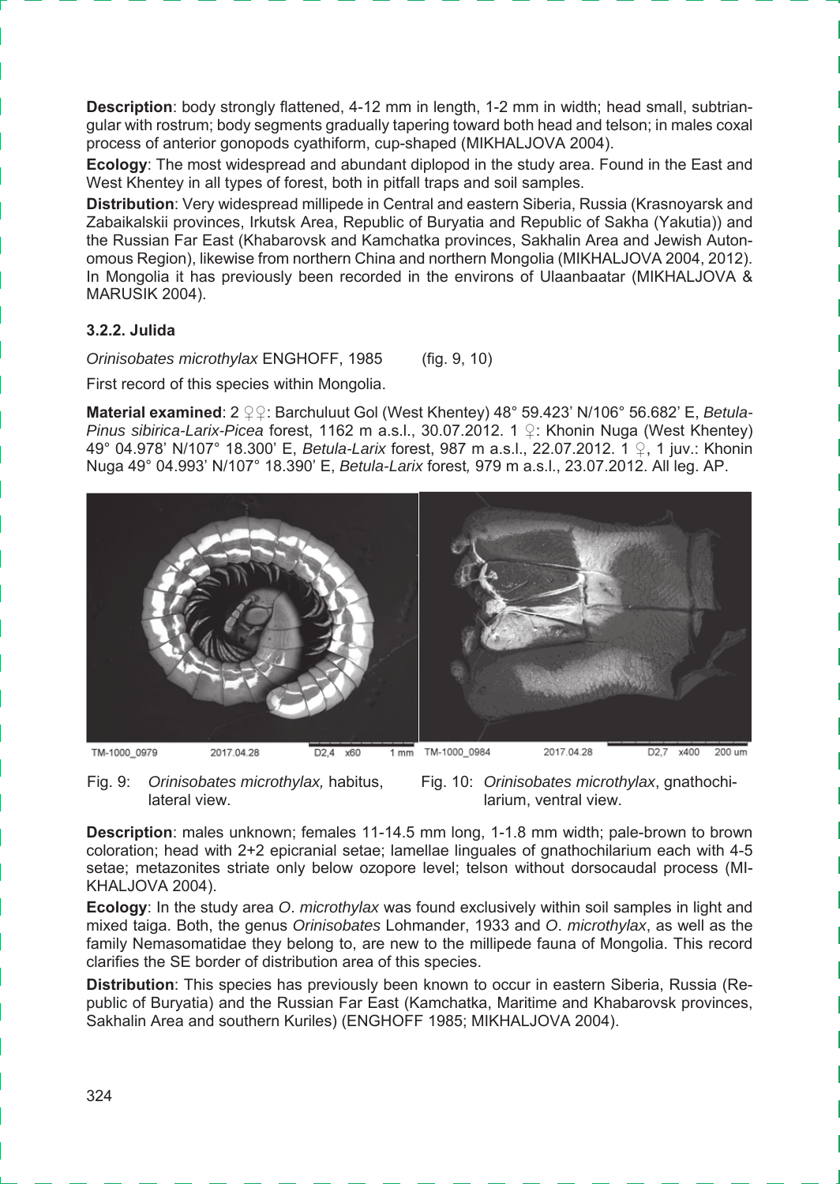**Description**: body strongly flattened, 4-12 mm in length, 1-2 mm in width; head small, subtriangular with rostrum; body segments gradually tapering toward both head and telson; in males coxal process of anterior gonopods cyathiform, cup-shaped (MIKHALJOVA 2004).

**Ecology**: The most widespread and abundant diplopod in the study area. Found in the East and West Khentey in all types of forest, both in pitfall traps and soil samples.

**Distribution**: Very widespread millipede in Central and eastern Siberia, Russia (Krasnoyarsk and Zabaikalskii provinces, Irkutsk Area, Republic of Buryatia and Republic of Sakha (Yakutia)) and the Russian Far East (Khabarovsk and Kamchatka provinces, Sakhalin Area and Jewish Autonomous Region), likewise from northern China and northern Mongolia (MIKHALJOVA 2004, 2012). In Mongolia it has previously been recorded in the environs of Ulaanbaatar (MIKHALJOVA & MARUSIK 2004).

### 3.2.2. Julida

*Orinisobates microthylax* ENGHOFF, 1985 (fig. 9, 10)

First record of this species within Mongolia.

**Material examined**: 2 ♀♀: Barchuluut Gol (West Khentey) 48° 59.423' N/106° 56.682' E, *Betula-Pinus sibirica-Larix-Picea* forest, 1162 m a.s.l., 30.07.2012. 1 ♀: Khonin Nuga (West Khentey) 49° 04.978' N/107° 18.300' E, *Betula-Larix* forest, 987 m a.s.l., 22.07.2012. 1 ♀, 1 juv.: Khonin Nuga 49° 04.993' N/107° 18.390' E, *Betula-Larix* forest, 979 m a.s.l., 23.07.2012. All leg. AP.

Fig. 9: *Orinisobates microthylax,* habitus, lateral view.

Fig. 10: *Orinisobates microthylax*, gnathochilarium, ventral view.

**Description**: males unknown; females 11-14.5 mm long, 1-1.8 mm width; pale-brown to brown coloration; head with 2+2 epicranial setae; lamellae linguales of gnathochilarium each with 4-5 setae; metazonites striate only below ozopore level; telson without dorsocaudal process (MIKHALJOVA 2004).

**Ecology**: In the study area *O*. *microthylax* was found exclusively within soil samples in light and mixed taiga. Both, the genus *Orinisobates* Lohmander, 1933 and *O*. *microthylax*, as well as the family Nemasomatidae they belong to, are new to the millipede fauna of Mongolia. This record clarifies the SE border of distribution area of this species.

**Distribution**: This species has previously been known to occur in eastern Siberia, Russia (Republic of Buryatia) and the Russian Far East (Kamchatka, Maritime and Khabarovsk provinces, Sakhalin Area and southern Kuriles) (ENGHOFF 1985; MIKHALJOVA 2004).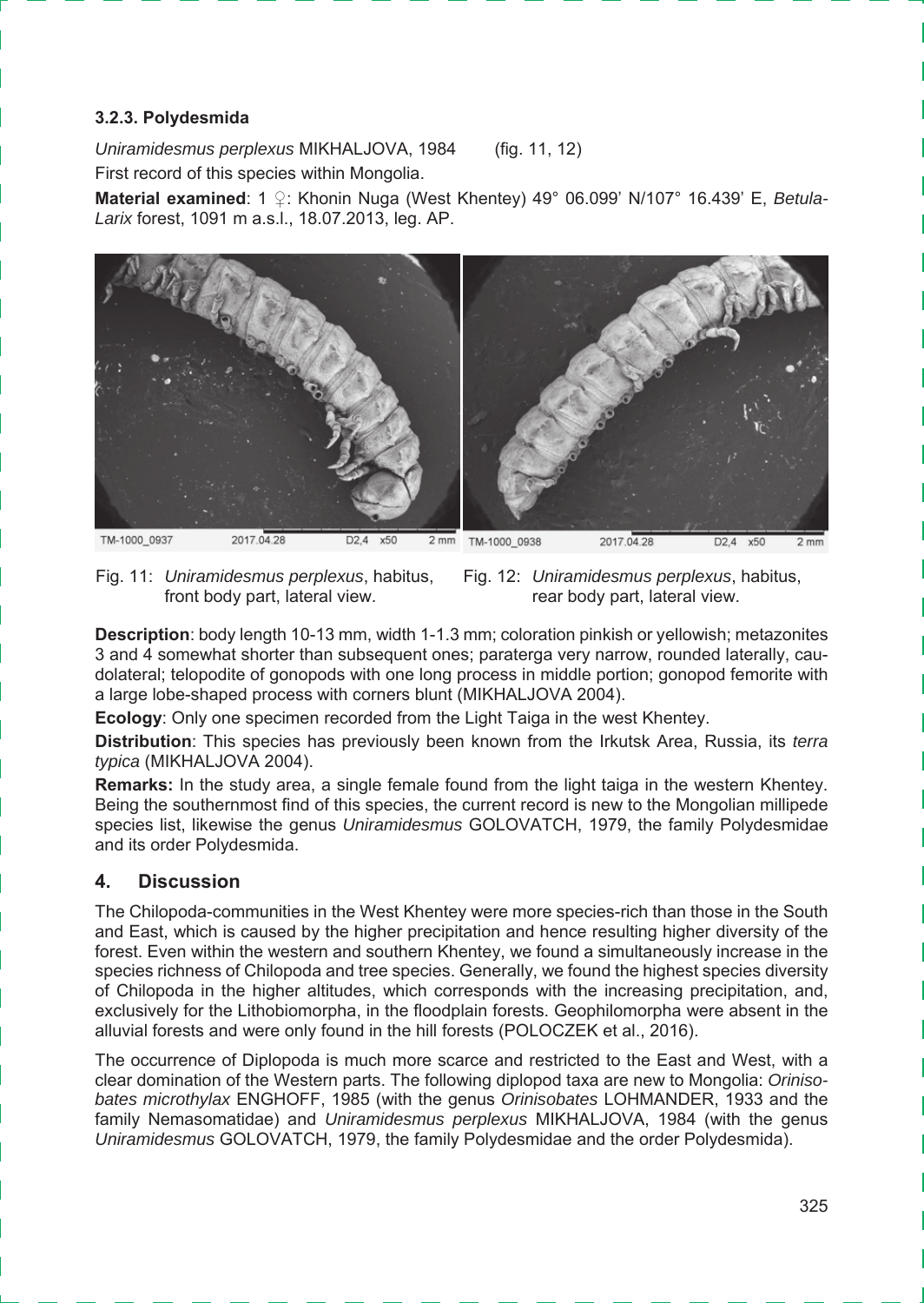### 3.2.3. Polydesmida

*Uniramidesmus perplexus* MIKHALJOVA, 1984 (fig. 11, 12)

First record of this species within Mongolia.

**Material examined**: 1 ♀: Khonin Nuga (West Khentey) 49° 06.099' N/107° 16.439' E, *Betula-Larix* forest, 1091 m a.s.l., 18.07.2013, leg. AP.

Fig. 11: *Uniramidesmus perplexus*, habitus, front body part, lateral view.

Fig. 12: *Uniramidesmus perplexus*, habitus, rear body part, lateral view.

**Description**: body length 10-13 mm, width 1-1.3 mm; coloration pinkish or yellowish; metazonites 3 and 4 somewhat shorter than subsequent ones; paraterga very narrow, rounded laterally, caudolateral; telopodite of gonopods with one long process in middle portion; gonopod femorite with a large lobe-shaped process with corners blunt (MIKHALJOVA 2004).

**Ecology**: Only one specimen recorded from the Light Taiga in the west Khentey.

**Distribution**: This species has previously been known from the Irkutsk Area, Russia, its *terra typica* (MIKHALJOVA 2004).

**Remarks:** In the study area, a single female found from the light taiga in the western Khentey. Being the southernmost find of this species, the current record is new to the Mongolian millipede species list, likewise the genus *Uniramidesmus* GOLOVATCH, 1979, the family Polydesmidae and its order Polydesmida.

## 4. Discussion

The Chilopoda-communities in the West Khentey were more species-rich than those in the South and East, which is caused by the higher precipitation and hence resulting higher diversity of the forest. Even within the western and southern Khentey, we found a simultaneously increase in the species richness of Chilopoda and tree species. Generally, we found the highest species diversity of Chilopoda in the higher altitudes, which corresponds with the increasing precipitation, and, exclusively for the Lithobiomorpha, in the floodplain forests. Geophilomorpha were absent in the alluvial forests and were only found in the hill forests (POLOCZEK et al., 2016).

The occurrence of Diplopoda is much more scarce and restricted to the East and West, with a clear domination of the Western parts. The following diplopod taxa are new to Mongolia: *Orinisobates microthylax* ENGHOFF, 1985 (with the genus *Orinisobates* LOHMANDER, 1933 and the family Nemasomatidae) and *Uniramidesmus perplexus* MIKHALJOVA, 1984 (with the genus *Uniramidesmus* GOLOVATCH, 1979, the family Polydesmidae and the order Polydesmida).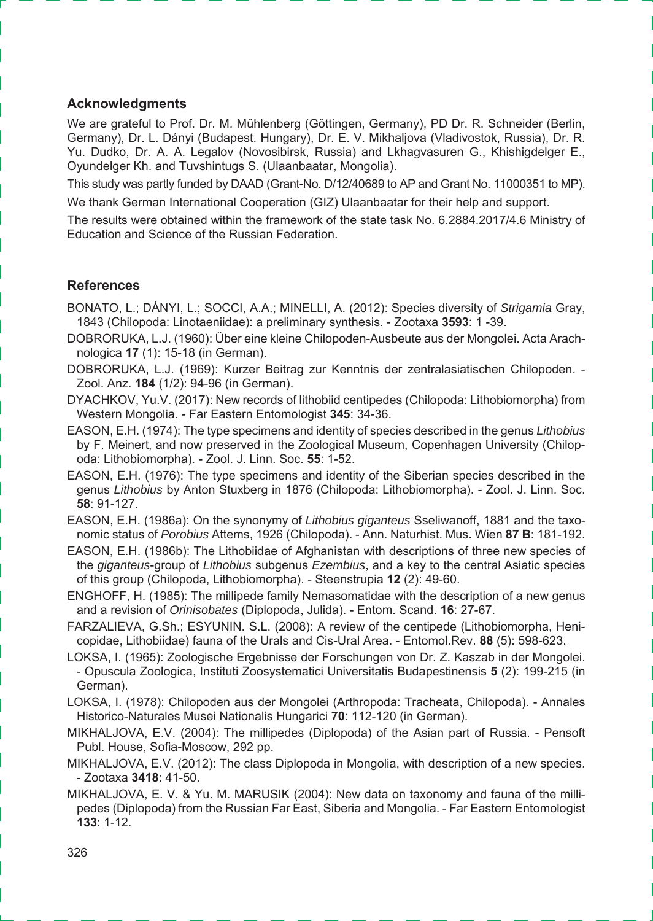## Acknowledgments

We are grateful to Prof. Dr. M. Mühlenberg (Göttingen, Germany), PD Dr. R. Schneider (Berlin, Germany), Dr. L. Dányi (Budapest. Hungary), Dr. E. V. Mikhaljova (Vladivostok, Russia), Dr. R. Yu. Dudko, Dr. A. A. Legalov (Novosibirsk, Russia) and Lkhagvasuren G., Khishigdelger E., Oyundelger Kh. and Tuvshintugs S. (Ulaanbaatar, Mongolia).

This study was partly funded by DAAD (Grant-No. D/12/40689 to AP and Grant No. 11000351 to MP).

We thank German International Cooperation (GIZ) Ulaanbaatar for their help and support.

The results were obtained within the framework of the state task No. 6.2884.2017/4.6 Ministry of Education and Science of the Russian Federation.

## References

BONATO, L.; DÁNYI, L.; SOCCI, A.A.; MINELLI, A. (2012): Species diversity of *Strigamia* Gray, 1843 (Chilopoda: Linotaeniidae): a preliminary synthesis. - Zootaxa **3593**: 1 -39.

DOBRORUKA, L.J. (1960): Über eine kleine Chilopoden-Ausbeute aus der Mongolei. Acta Arachnologica **17** (1): 15-18 (in German).

DOBRORUKA, L.J. (1969): Kurzer Beitrag zur Kenntnis der zentralasiatischen Chilopoden. - Zool. Anz. **184** (1/2): 94-96 (in German).

DYACHKOV, Yu.V. (2017): New records of lithobiid centipedes (Chilopoda: Lithobiomorpha) from Western Mongolia. - Far Eastern Entomologist **345**: 34-36.

EASON, E.H. (1974): The type specimens and identity of species described in the genus *Lithobius* by F. Meinert, and now preserved in the Zoological Museum, Copenhagen University (Chilopoda: Lithobiomorpha). - Zool. J. Linn. Soc. **55**: 1-52.

EASON, E.H. (1976): The type specimens and identity of the Siberian species described in the genus *Lithobius* by Anton Stuxberg in 1876 (Chilopoda: Lithobiomorpha). - Zool. J. Linn. Soc. **58**: 91-127.

EASON, E.H. (1986a): On the synonymy of *Lithobius giganteus* Sseliwanoff, 1881 and the taxonomic status of *Porobius* Attems, 1926 (Chilopoda). - Ann. Naturhist. Mus. Wien **87 B**: 181-192.

EASON, E.H. (1986b): The Lithobiidae of Afghanistan with descriptions of three new species of the *giganteus*-group of *Lithobius* subgenus *Ezembius*, and a key to the central Asiatic species of this group (Chilopoda, Lithobiomorpha). - Steenstrupia **12** (2): 49-60.

ENGHOFF, H. (1985): The millipede family Nemasomatidae with the description of a new genus and a revision of *Orinisobates* (Diplopoda, Julida). - Entom. Scand. **16**: 27-67.

FARZALIEVA, G.Sh.; ESYUNIN. S.L. (2008): A review of the centipede (Lithobiomorpha, Henicopidae, Lithobiidae) fauna of the Urals and Cis-Ural Area. - Entomol.Rev. **88** (5): 598-623.

LOKSA, I. (1965): Zoologische Ergebnisse der Forschungen von Dr. Z. Kaszab in der Mongolei. - Opuscula Zoologica, Instituti Zoosystematici Universitatis Budapestinensis **5** (2): 199-215 (in German).

LOKSA, I. (1978): Chilopoden aus der Mongolei (Arthropoda: Tracheata, Chilopoda). - Annales Historico-Naturales Musei Nationalis Hungarici **70**: 112-120 (in German).

MIKHALJOVA, E.V. (2004): The millipedes (Diplopoda) of the Asian part of Russia. - Pensoft Publ. House, Sofia-Moscow, 292 pp.

MIKHALJOVA, E.V. (2012): The class Diplopoda in Mongolia, with description of a new species. - Zootaxa **3418**: 41-50.

MIKHALJOVA, E. V. & Yu. M. MARUSIK (2004): New data on taxonomy and fauna of the millipedes (Diplopoda) from the Russian Far East, Siberia and Mongolia. - Far Eastern Entomologist **133**: 1-12.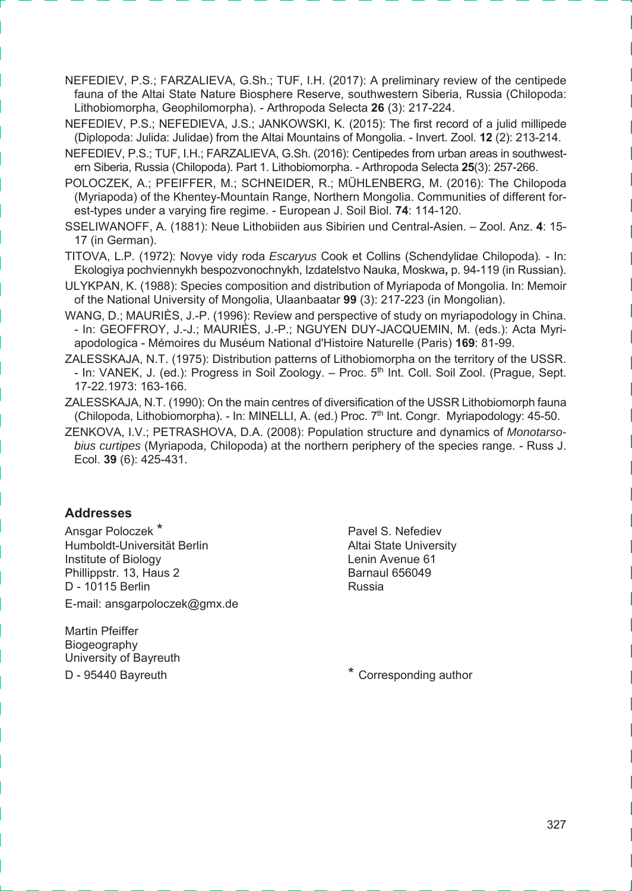NEFEDIEV, P.S.; FARZALIEVA, G.Sh.; TUF, I.H. (2017): A preliminary review of the centipede fauna of the Altai State Nature Biosphere Reserve, southwestern Siberia, Russia (Chilopoda: Lithobiomorpha, Geophilomorpha). - Arthropoda Selecta **26** (3): 217-224.

NEFEDIEV, P.S.; NEFEDIEVA, J.S.; JANKOWSKI, K. (2015): The first record of a julid millipede (Diplopoda: Julida: Julidae) from the Altai Mountains of Mongolia. - Invert. Zool. **12** (2): 213-214.

NEFEDIEV, P.S.; TUF, I.H.; FARZALIEVA, G.Sh. (2016): Centipedes from urban areas in southwestern Siberia, Russia (Chilopoda). Part 1. Lithobiomorpha. - Arthropoda Selecta **25**(3): 257-266.

POLOCZEK, A.; PFEIFFER, M.; SCHNEIDER, R.; MÜHLENBERG, M. (2016): The Chilopoda (Myriapoda) of the Khentey-Mountain Range, Northern Mongolia. Communities of different forest-types under a varying fire regime. - European J. Soil Biol. **74**: 114-120.

SSELIWANOFF, A. (1881): Neue Lithobiiden aus Sibirien und Central-Asien. – Zool. Anz. **4**: 15-17 (in German).

TITOVA, L.P. (1972): Novye vidy roda *Escaryus* Cook et Collins (Schendylidae Chilopoda). - In: Ekologiya pochviennykh bespozvonochnykh, Izdatelstvo Nauka, Moskwa**,** p. 94-119 (in Russian).

ULYKPAN, K. (1988): Species composition and distribution of Myriapoda of Mongolia. In: Memoir of the National University of Mongolia, Ulaanbaatar **99** (3): 217-223 (in Mongolian).

WANG, D.; MAURIÈS, J.-P. (1996): Review and perspective of study on myriapodology in China. - In: GEOFFROY, J.-J.; MAURIÈS, J.-P.; NGUYEN DUY-JACQUEMIN, M. (eds.): Acta Myriapodologica - Mémoires du Muséum National d'Histoire Naturelle (Paris) **169**: 81-99.

ZALESSKAJA, N.T. (1975): Distribution patterns of Lithobiomorpha on the territory of the USSR. - In: VANEK, J. (ed.): Progress in Soil Zoology. – Proc. 5th Int. Coll. Soil Zool. (Prague, Sept. 17-22.1973: 163-166.

ZALESSKAJA, N.T. (1990): On the main centres of diversification of the USSR Lithobiomorph fauna (Chilopoda, Lithobiomorpha). - In: MINELLI, A. (ed.) Proc. 7th Int. Congr. Myriapodology: 45-50.

ZENKOVA, I.V.; PETRASHOVA, D.A. (2008): Population structure and dynamics of *Monotarsobius curtipes* (Myriapoda, Chilopoda) at the northern periphery of the species range. - Russ J. Ecol. **39** (6): 425-431.

## Addresses

Ansgar Poloczek *
Humboldt-Universität Berlin
Institute of Biology
Phillippstr. 13, Haus 2
D - 10115 Berlin
E-mail: ansgarpoloczek@gmx.de

Martin Pfeiffer
Biogeography
University of Bayreuth
D - 95440 Bayreuth

Pavel S. Nefediev
Altai State University
Lenin Avenue 61
Barnaul 656049
Russia

* Corresponding author